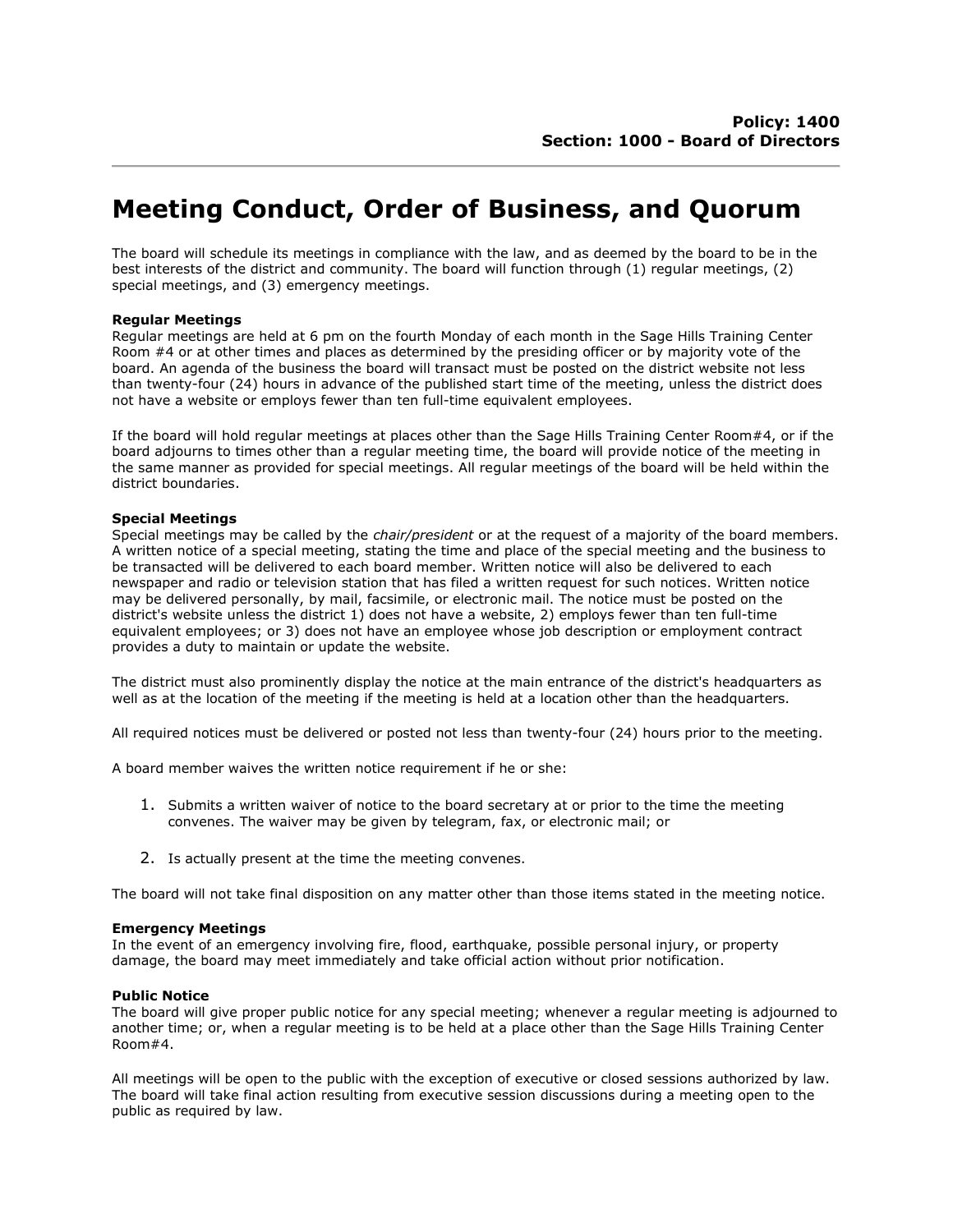**Policy: 1400**
**Section: 1000 - Board of Directors**

# Meeting Conduct, Order of Business, and Quorum

The board will schedule its meetings in compliance with the law, and as deemed by the board to be in the best interests of the district and community. The board will function through (1) regular meetings, (2) special meetings, and (3) emergency meetings.

**Regular Meetings**
Regular meetings are held at 6 pm on the fourth Monday of each month in the Sage Hills Training Center Room #4 or at other times and places as determined by the presiding officer or by majority vote of the board. An agenda of the business the board will transact must be posted on the district website not less than twenty-four (24) hours in advance of the published start time of the meeting, unless the district does not have a website or employs fewer than ten full-time equivalent employees.

If the board will hold regular meetings at places other than the Sage Hills Training Center Room#4, or if the board adjourns to times other than a regular meeting time, the board will provide notice of the meeting in the same manner as provided for special meetings. All regular meetings of the board will be held within the district boundaries.

**Special Meetings**
Special meetings may be called by the *chair/president* or at the request of a majority of the board members. A written notice of a special meeting, stating the time and place of the special meeting and the business to be transacted will be delivered to each board member. Written notice will also be delivered to each newspaper and radio or television station that has filed a written request for such notices. Written notice may be delivered personally, by mail, facsimile, or electronic mail. The notice must be posted on the district's website unless the district 1) does not have a website, 2) employs fewer than ten full-time equivalent employees; or 3) does not have an employee whose job description or employment contract provides a duty to maintain or update the website.

The district must also prominently display the notice at the main entrance of the district's headquarters as well as at the location of the meeting if the meeting is held at a location other than the headquarters.

All required notices must be delivered or posted not less than twenty-four (24) hours prior to the meeting.

A board member waives the written notice requirement if he or she:

1. Submits a written waiver of notice to the board secretary at or prior to the time the meeting convenes. The waiver may be given by telegram, fax, or electronic mail; or
2. Is actually present at the time the meeting convenes.

The board will not take final disposition on any matter other than those items stated in the meeting notice.

**Emergency Meetings**
In the event of an emergency involving fire, flood, earthquake, possible personal injury, or property damage, the board may meet immediately and take official action without prior notification.

**Public Notice**
The board will give proper public notice for any special meeting; whenever a regular meeting is adjourned to another time; or, when a regular meeting is to be held at a place other than the Sage Hills Training Center Room#4.

All meetings will be open to the public with the exception of executive or closed sessions authorized by law. The board will take final action resulting from executive session discussions during a meeting open to the public as required by law.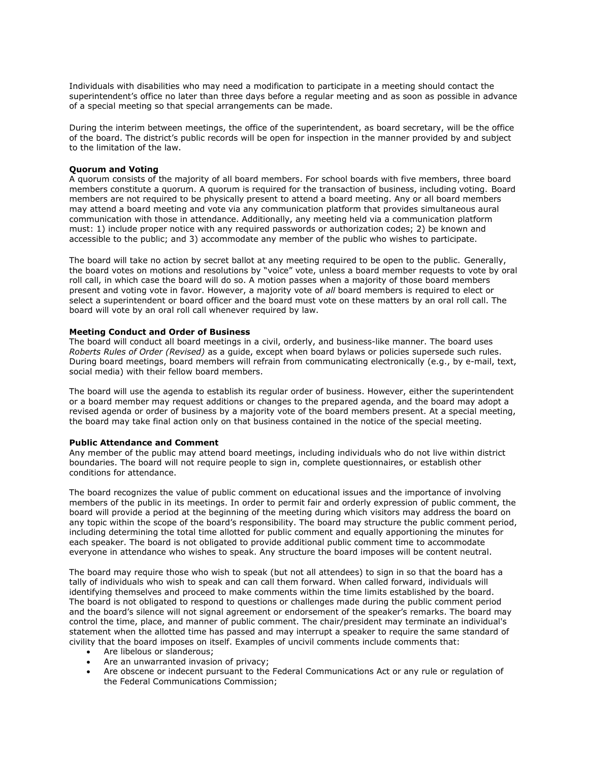Individuals with disabilities who may need a modification to participate in a meeting should contact the superintendent's office no later than three days before a regular meeting and as soon as possible in advance of a special meeting so that special arrangements can be made.

During the interim between meetings, the office of the superintendent, as board secretary, will be the office of the board. The district's public records will be open for inspection in the manner provided by and subject to the limitation of the law.

**Quorum and Voting**

A quorum consists of the majority of all board members. For school boards with five members, three board members constitute a quorum. A quorum is required for the transaction of business, including voting. Board members are not required to be physically present to attend a board meeting. Any or all board members may attend a board meeting and vote via any communication platform that provides simultaneous aural communication with those in attendance. Additionally, any meeting held via a communication platform must: 1) include proper notice with any required passwords or authorization codes; 2) be known and accessible to the public; and 3) accommodate any member of the public who wishes to participate.

The board will take no action by secret ballot at any meeting required to be open to the public. Generally, the board votes on motions and resolutions by "voice" vote, unless a board member requests to vote by oral roll call, in which case the board will do so. A motion passes when a majority of those board members present and voting vote in favor. However, a majority vote of *all* board members is required to elect or select a superintendent or board officer and the board must vote on these matters by an oral roll call. The board will vote by an oral roll call whenever required by law.

**Meeting Conduct and Order of Business**

The board will conduct all board meetings in a civil, orderly, and business-like manner. The board uses *Roberts Rules of Order (Revised)* as a guide, except when board bylaws or policies supersede such rules. During board meetings, board members will refrain from communicating electronically (e.g., by e-mail, text, social media) with their fellow board members.

The board will use the agenda to establish its regular order of business. However, either the superintendent or a board member may request additions or changes to the prepared agenda, and the board may adopt a revised agenda or order of business by a majority vote of the board members present. At a special meeting, the board may take final action only on that business contained in the notice of the special meeting.

**Public Attendance and Comment**

Any member of the public may attend board meetings, including individuals who do not live within district boundaries. The board will not require people to sign in, complete questionnaires, or establish other conditions for attendance.

The board recognizes the value of public comment on educational issues and the importance of involving members of the public in its meetings. In order to permit fair and orderly expression of public comment, the board will provide a period at the beginning of the meeting during which visitors may address the board on any topic within the scope of the board's responsibility. The board may structure the public comment period, including determining the total time allotted for public comment and equally apportioning the minutes for each speaker. The board is not obligated to provide additional public comment time to accommodate everyone in attendance who wishes to speak. Any structure the board imposes will be content neutral.

The board may require those who wish to speak (but not all attendees) to sign in so that the board has a tally of individuals who wish to speak and can call them forward. When called forward, individuals will identifying themselves and proceed to make comments within the time limits established by the board. The board is not obligated to respond to questions or challenges made during the public comment period and the board's silence will not signal agreement or endorsement of the speaker's remarks. The board may control the time, place, and manner of public comment. The chair/president may terminate an individual's statement when the allotted time has passed and may interrupt a speaker to require the same standard of civility that the board imposes on itself. Examples of uncivil comments include comments that:

- Are libelous or slanderous;
- Are an unwarranted invasion of privacy;
- Are obscene or indecent pursuant to the Federal Communications Act or any rule or regulation of the Federal Communications Commission;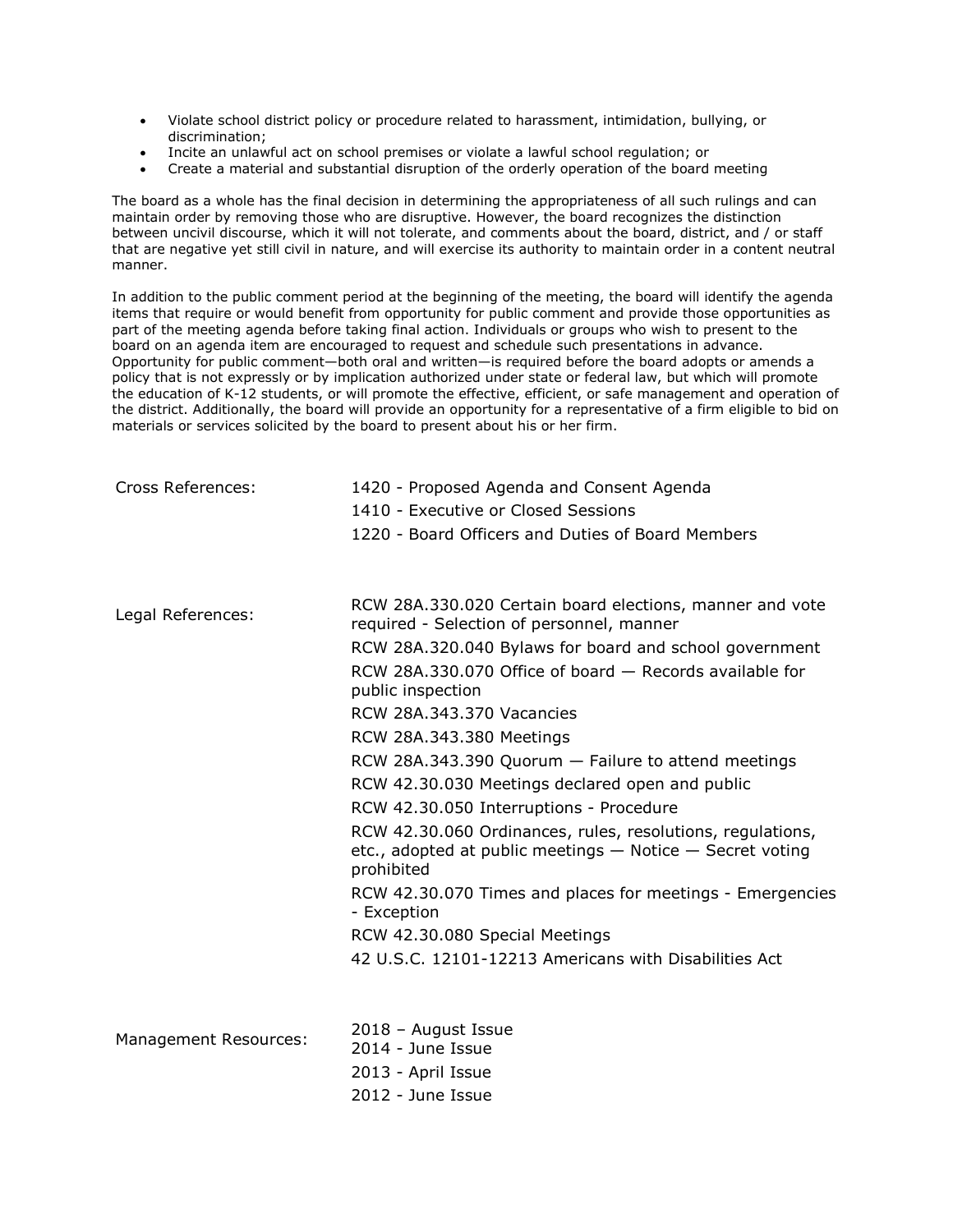- Violate school district policy or procedure related to harassment, intimidation, bullying, or discrimination;
- Incite an unlawful act on school premises or violate a lawful school regulation; or
- Create a material and substantial disruption of the orderly operation of the board meeting

The board as a whole has the final decision in determining the appropriateness of all such rulings and can maintain order by removing those who are disruptive. However, the board recognizes the distinction between uncivil discourse, which it will not tolerate, and comments about the board, district, and / or staff that are negative yet still civil in nature, and will exercise its authority to maintain order in a content neutral manner.

In addition to the public comment period at the beginning of the meeting, the board will identify the agenda items that require or would benefit from opportunity for public comment and provide those opportunities as part of the meeting agenda before taking final action. Individuals or groups who wish to present to the board on an agenda item are encouraged to request and schedule such presentations in advance. Opportunity for public comment—both oral and written—is required before the board adopts or amends a policy that is not expressly or by implication authorized under state or federal law, but which will promote the education of K-12 students, or will promote the effective, efficient, or safe management and operation of the district. Additionally, the board will provide an opportunity for a representative of a firm eligible to bid on materials or services solicited by the board to present about his or her firm.

| | |
|---|---|
| Cross References: | 1420 - Proposed Agenda and Consent Agenda |
| | 1410 - Executive or Closed Sessions |
| | 1220 - Board Officers and Duties of Board Members |
| Legal References: | RCW 28A.330.020 Certain board elections, manner and vote required - Selection of personnel, manner |
| | RCW 28A.320.040 Bylaws for board and school government |
| | RCW 28A.330.070 Office of board — Records available for public inspection |
| | RCW 28A.343.370 Vacancies |
| | RCW 28A.343.380 Meetings |
| | RCW 28A.343.390 Quorum — Failure to attend meetings |
| | RCW 42.30.030 Meetings declared open and public |
| | RCW 42.30.050 Interruptions - Procedure |
| | RCW 42.30.060 Ordinances, rules, resolutions, regulations, etc., adopted at public meetings — Notice — Secret voting prohibited |
| | RCW 42.30.070 Times and places for meetings - Emergencies - Exception |
| | RCW 42.30.080 Special Meetings |
| | 42 U.S.C. 12101-12213 Americans with Disabilities Act |
| Management Resources: | 2018 – August Issue |
| | 2014 - June Issue |
| | 2013 - April Issue |
| | 2012 - June Issue |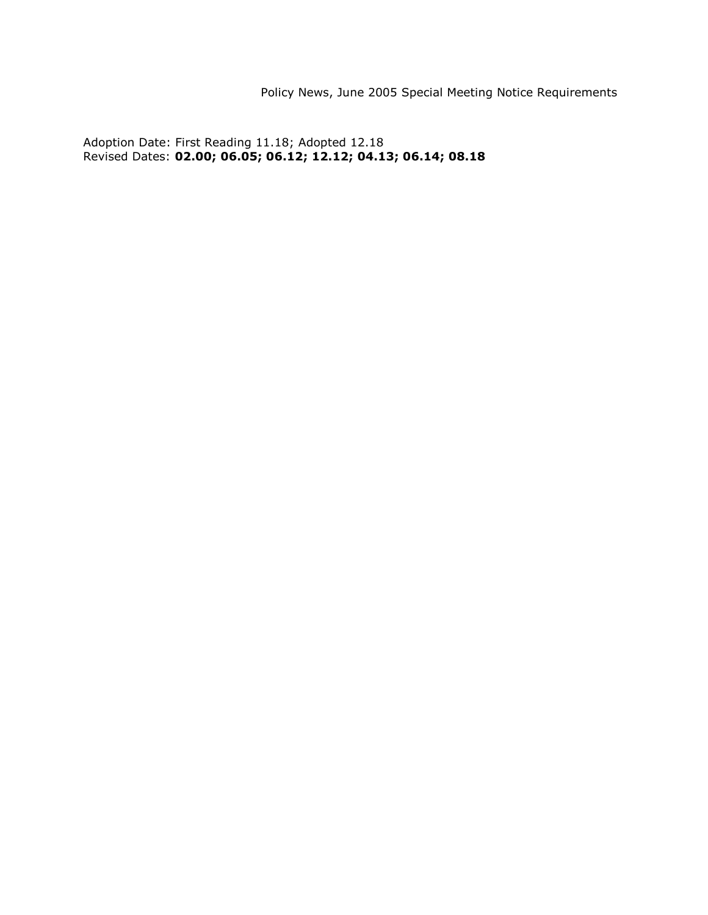Policy News, June 2005 Special Meeting Notice Requirements

Adoption Date: First Reading 11.18; Adopted 12.18
Revised Dates: **02.00; 06.05; 06.12; 12.12; 04.13; 06.14; 08.18**